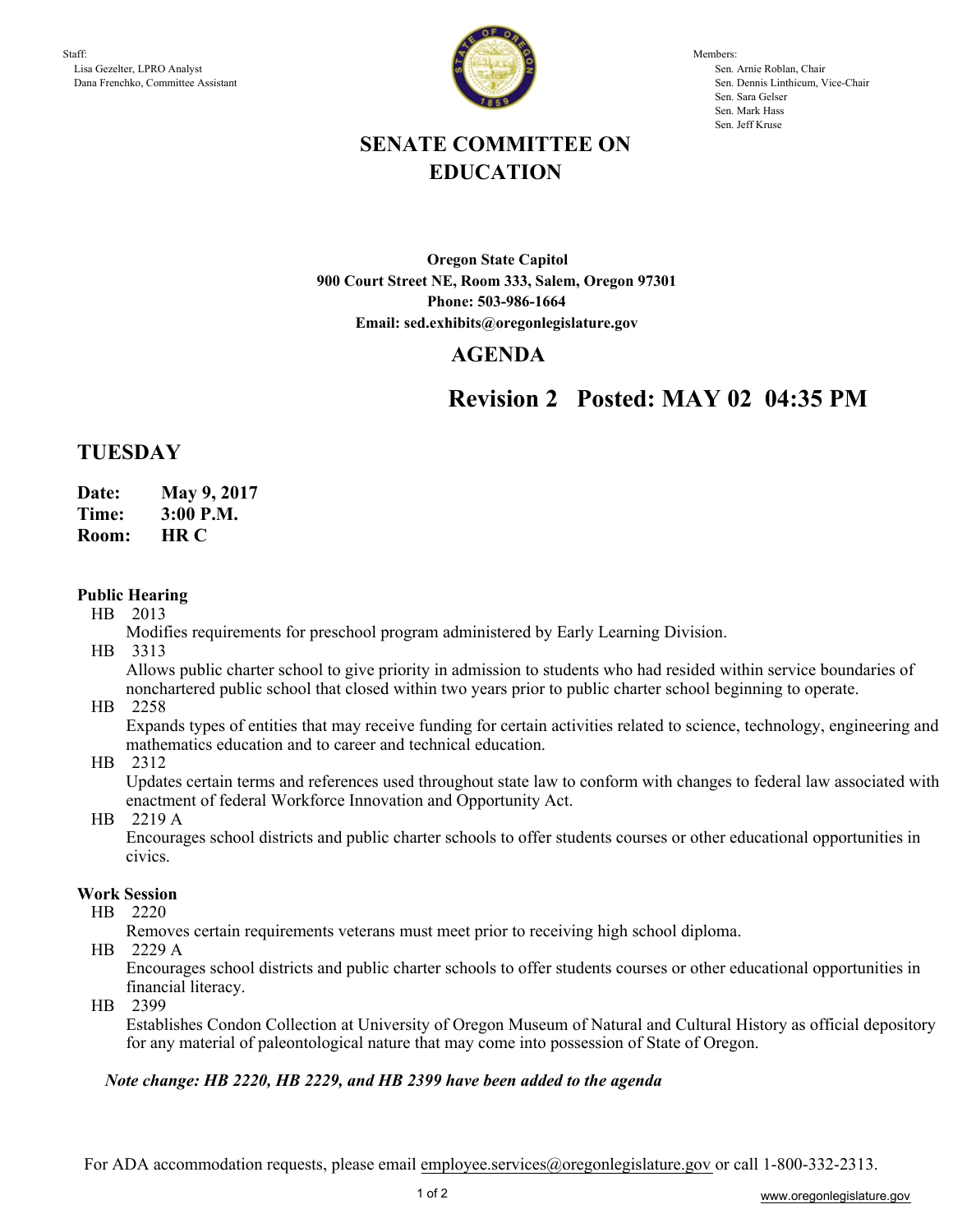Staff:
Lisa Gezelter, LPRO Analyst
Dana Frenchko, Committee Assistant

Members:
Sen. Arnie Roblan, Chair
Sen. Dennis Linthicum, Vice-Chair
Sen. Sara Gelser
Sen. Mark Hass
Sen. Jeff Kruse

# SENATE COMMITTEE ON EDUCATION

**Oregon State Capitol**
**900 Court Street NE, Room 333, Salem, Oregon 97301**
**Phone: 503-986-1664**
**Email: sed.exhibits@oregonlegislature.gov**

## AGENDA

## Revision 2 Posted: MAY 02 04:35 PM

## TUESDAY

**Date:** **May 9, 2017**
**Time:** **3:00 P.M.**
**Room:** **HR C**

### Public Hearing

HB 2013
Modifies requirements for preschool program administered by Early Learning Division.

HB 3313
Allows public charter school to give priority in admission to students who had resided within service boundaries of nonchartered public school that closed within two years prior to public charter school beginning to operate.

HB 2258
Expands types of entities that may receive funding for certain activities related to science, technology, engineering and mathematics education and to career and technical education.

HB 2312
Updates certain terms and references used throughout state law to conform with changes to federal law associated with enactment of federal Workforce Innovation and Opportunity Act.

HB 2219 A
Encourages school districts and public charter schools to offer students courses or other educational opportunities in civics.

### Work Session

HB 2220
Removes certain requirements veterans must meet prior to receiving high school diploma.

HB 2229 A
Encourages school districts and public charter schools to offer students courses or other educational opportunities in financial literacy.

HB 2399
Establishes Condon Collection at University of Oregon Museum of Natural and Cultural History as official depository for any material of paleontological nature that may come into possession of State of Oregon.

***Note change: HB 2220, HB 2229, and HB 2399 have been added to the agenda***

For ADA accommodation requests, please email employee.services@oregonlegislature.gov or call 1-800-332-2313.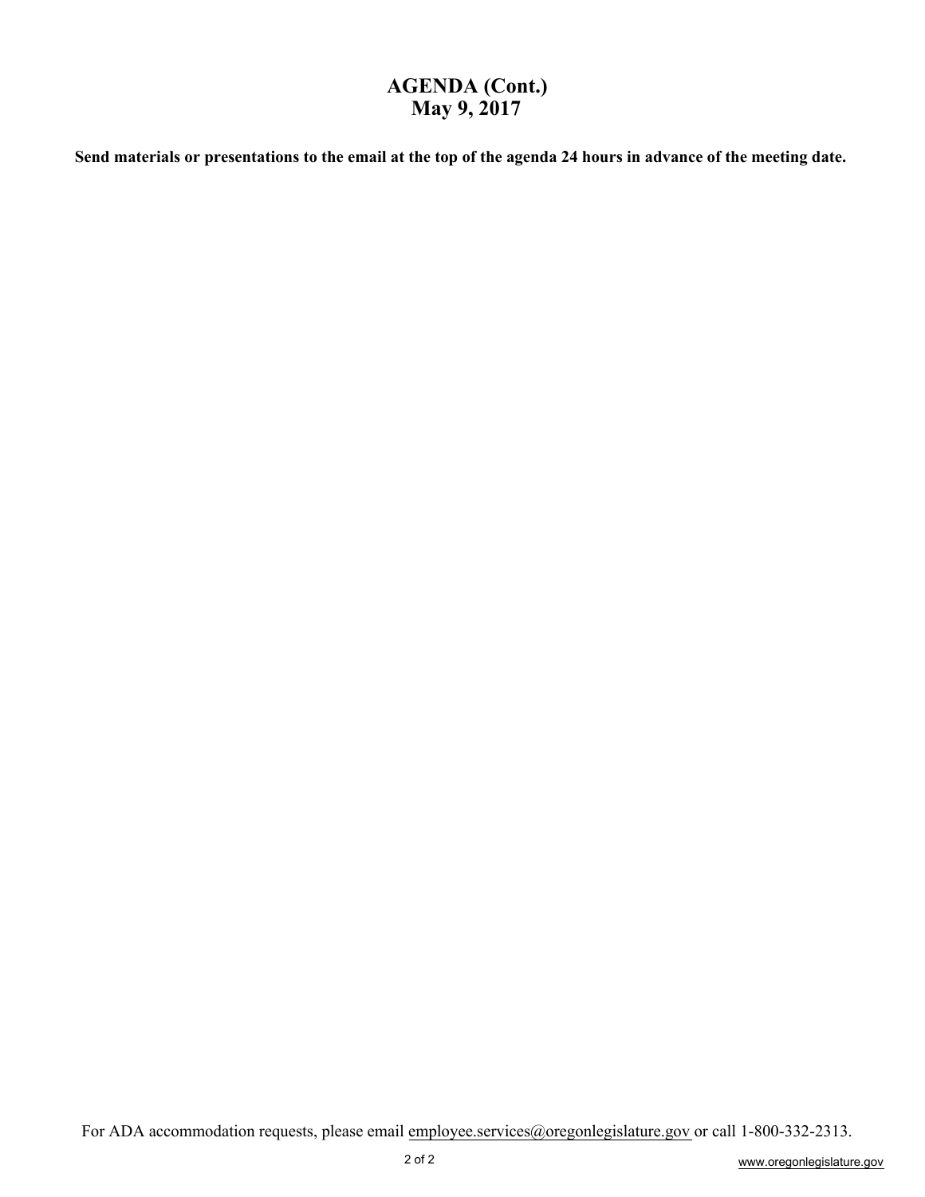# AGENDA (Cont.)
# May 9, 2017

**Send materials or presentations to the email at the top of the agenda 24 hours in advance of the meeting date.**

For ADA accommodation requests, please email employee.services@oregonlegislature.gov or call 1-800-332-2313.